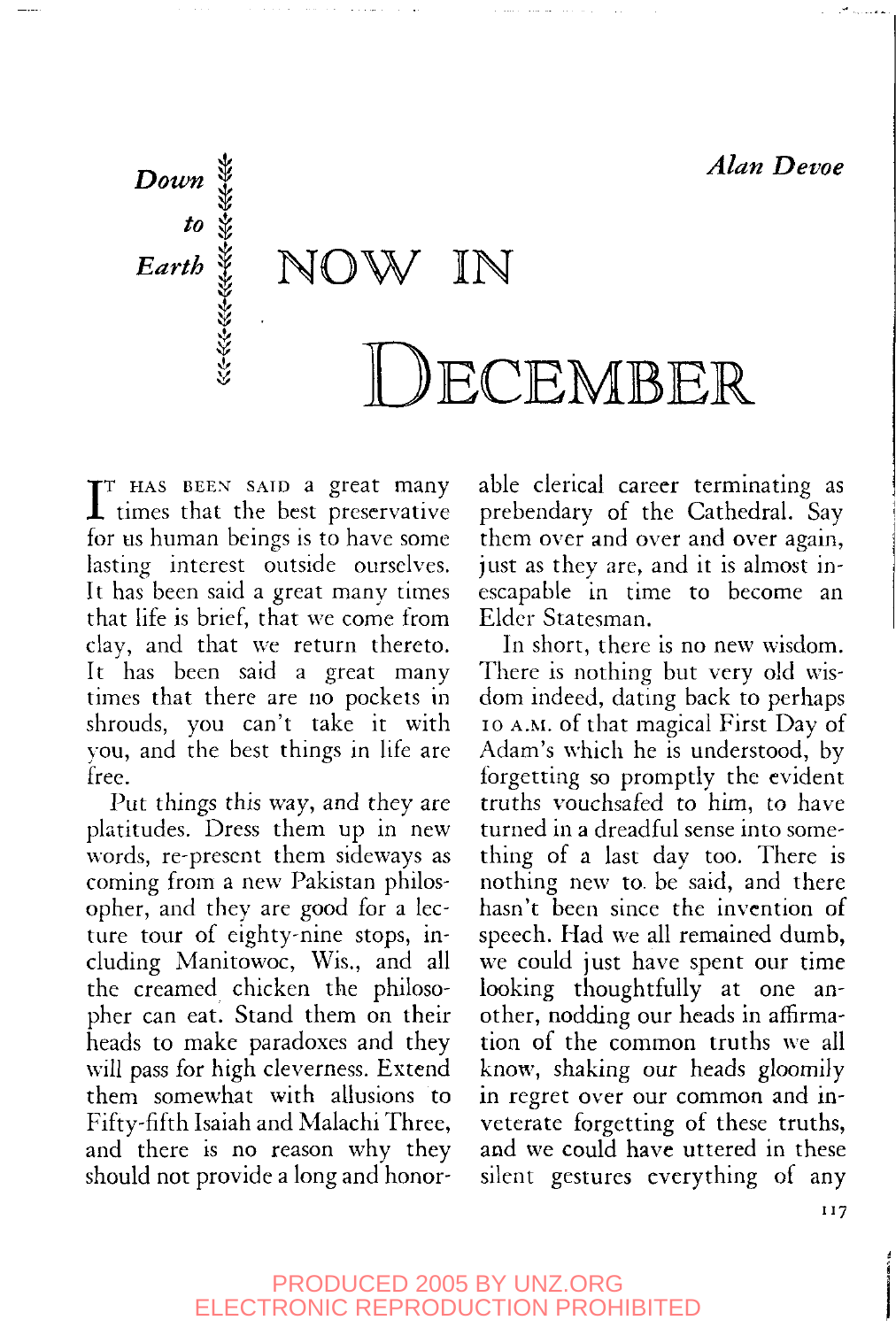*Down to Earth*

*Alan Devoe*

# NOW IN DECEMBER

It has been said a great many times that the best preservative for us human beings is to have some lasting interest outside ourselves. It has been said a great many times that life is brief, that we come from clay, and that we return thereto. It has been said a great many times that there are no pockets in shrouds, you can't take it with you, and the best things in life are free.

Put things this way, and they are platitudes. Dress them up in new words, re-present them sideways as coming from a new Pakistan philosopher, and they are good for a lecture tour of eighty-nine stops, including Manitowoc, Wis., and all the creamed chicken the philosopher can eat. Stand them on their heads to make paradoxes and they will pass for high cleverness. Extend them somewhat with allusions to Fifty-fifth Isaiah and Malachi Three, and there is no reason why they should not provide a long and honorable clerical career terminating as prebendary of the Cathedral. Say them over and over and over again, just as they are, and it is almost inescapable in time to become an Elder Statesman.

In short, there is no new wisdom. There is nothing but very old wisdom indeed, dating back to perhaps 10 A.M. of that magical First Day of Adam's which he is understood, by forgetting so promptly the evident truths vouchsafed to him, to have turned in a dreadful sense into something of a last day too. There is nothing new to be said, and there hasn't been since the invention of speech. Had we all remained dumb, we could just have spent our time looking thoughtfully at one another, nodding our heads in affirmation of the common truths we all know, shaking our heads gloomily in regret over our common and inveterate forgetting of these truths, and we could have uttered in these silent gestures everything of any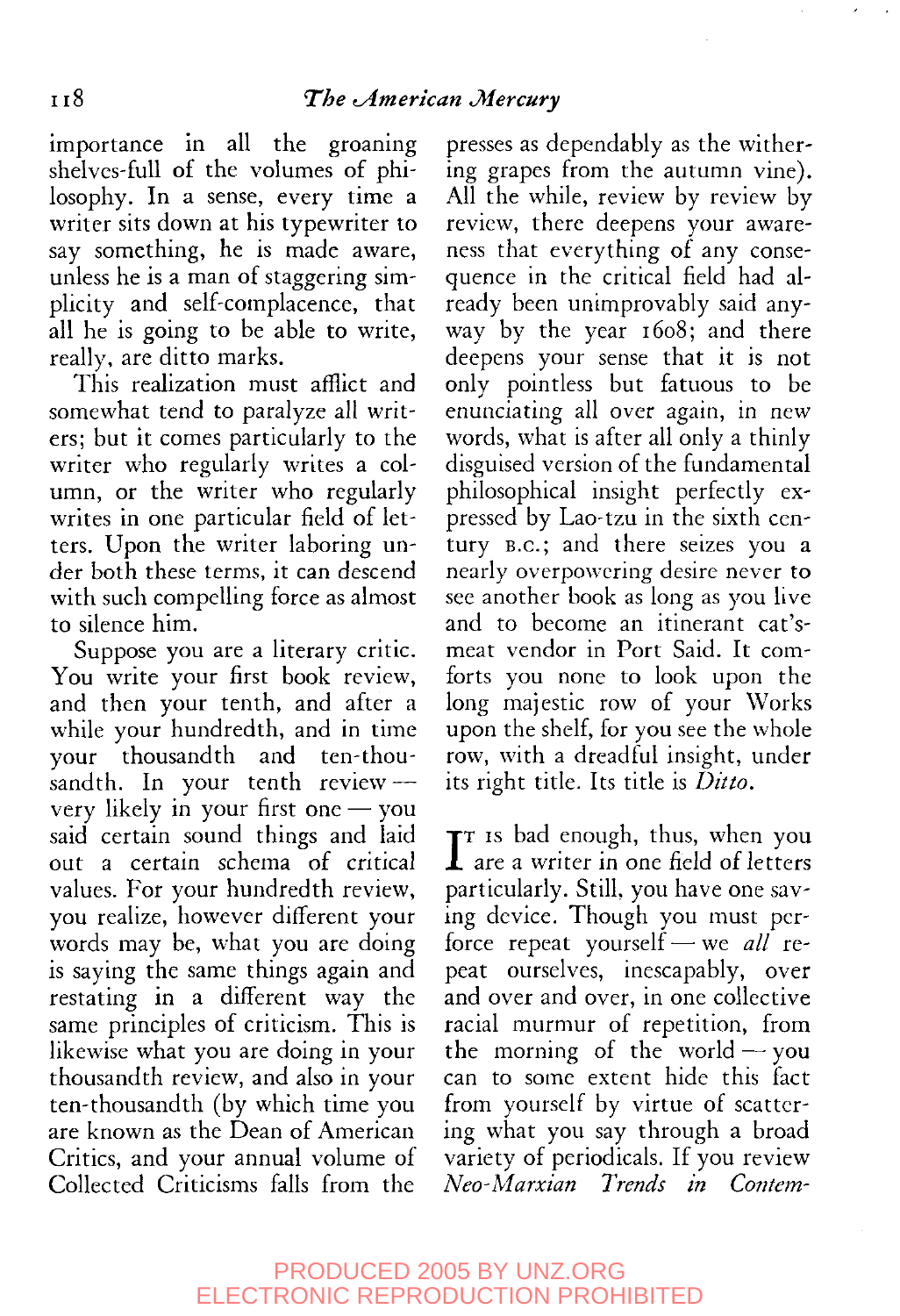importance in all the groaning shelves-full of the volumes of philosophy. In a sense, every time a writer sits down at his typewriter to say something, he is made aware, unless he is a man of staggering simplicity and self-complacence, that all he is going to be able to write, really, are ditto marks.

This realization must afflict and somewhat tend to paralyze all writers; but it comes particularly to the writer who regularly writes a column, or the writer who regularly writes in one particular field of letters. Upon the writer laboring under both these terms, it can descend with such compelling force as almost to silence him.

Suppose you are a literary critic. You write your first book review, and then your tenth, and after a while your hundredth, and in time your thousandth and ten-thousandth. In your tenth review — very likely in your first one — you said certain sound things and laid out a certain schema of critical values. For your hundredth review, you realize, however different your words may be, what you are doing is saying the same things again and restating in a different way the same principles of criticism. This is likewise what you are doing in your thousandth review, and also in your ten-thousandth (by which time you are known as the Dean of American Critics, and your annual volume of Collected Criticisms falls from the presses as dependably as the withering grapes from the autumn vine). All the while, review by review by review, there deepens your awareness that everything of any consequence in the critical field had already been unimprovably said anyway by the year 1608; and there deepens your sense that it is not only pointless but fatuous to be enunciating all over again, in new words, what is after all only a thinly disguised version of the fundamental philosophical insight perfectly expressed by Lao-tzu in the sixth century B.C.; and there seizes you a nearly overpowering desire never to see another book as long as you live and to become an itinerant cat's-meat vendor in Port Said. It comforts you none to look upon the long majestic row of your Works upon the shelf, for you see the whole row, with a dreadful insight, under its right title. Its title is *Ditto*.

It is bad enough, thus, when you are a writer in one field of letters particularly. Still, you have one saving device. Though you must perforce repeat yourself — we *all* repeat ourselves, inescapably, over and over and over, in one collective racial murmur of repetition, from the morning of the world — you can to some extent hide this fact from yourself by virtue of scattering what you say through a broad variety of periodicals. If you review *Neo-Marxian Trends in Contem-*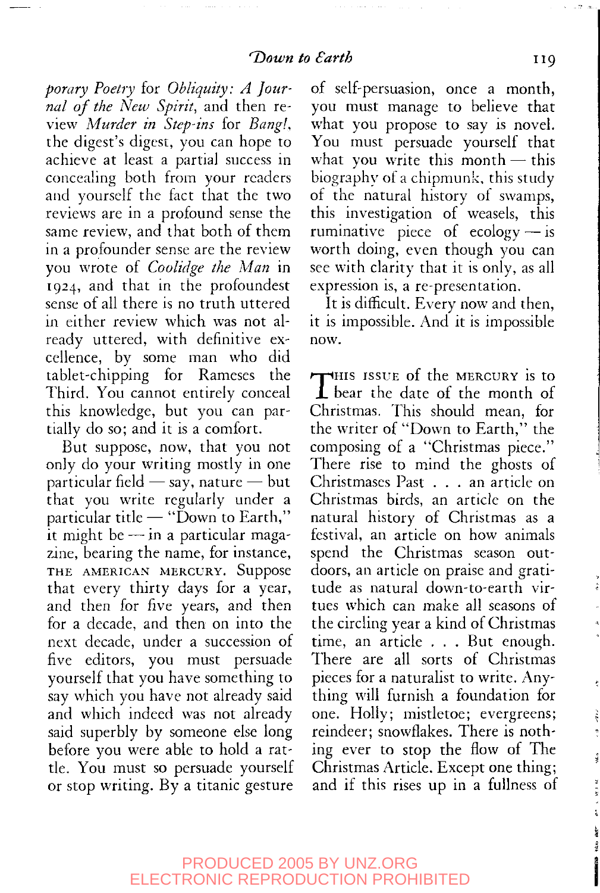*porary Poetry* for *Obliquity: A Journal of the New Spirit*, and then review *Murder in Step-ins* for *Bang!*, the digest's digest, you can hope to achieve at least a partial success in concealing both from your readers and yourself the fact that the two reviews are in a profound sense the same review, and that both of them in a profounder sense are the review you wrote of *Coolidge the Man* in 1924, and that in the profoundest sense of all there is no truth uttered in either review which was not already uttered, with definitive excellence, by some man who did tablet-chipping for Rameses the Third. You cannot entirely conceal this knowledge, but you can partially do so; and it is a comfort.

But suppose, now, that you not only do your writing mostly in one particular field — say, nature — but that you write regularly under a particular title — "Down to Earth," it might be — in a particular magazine, bearing the name, for instance, THE AMERICAN MERCURY. Suppose that every thirty days for a year, and then for five years, and then for a decade, and then on into the next decade, under a succession of five editors, you must persuade yourself that you have something to say which you have not already said and which indeed was not already said superbly by someone else long before you were able to hold a rattle. You must so persuade yourself or stop writing. By a titanic gesture of self-persuasion, once a month, you must manage to believe that what you propose to say is novel. You must persuade yourself that what you write this month — this biography of a chipmunk, this study of the natural history of swamps, this investigation of weasels, this ruminative piece of ecology — is worth doing, even though you can see with clarity that it is only, as all expression is, a re-presentation.

It is difficult. Every now and then, it is impossible. And it is impossible now.

THIS ISSUE of the MERCURY is to bear the date of the month of Christmas. This should mean, for the writer of "Down to Earth," the composing of a "Christmas piece." There rise to mind the ghosts of Christmases Past . . . an article on Christmas birds, an article on the natural history of Christmas as a festival, an article on how animals spend the Christmas season outdoors, an article on praise and gratitude as natural down-to-earth virtues which can make all seasons of the circling year a kind of Christmas time, an article . . . But enough. There are all sorts of Christmas pieces for a naturalist to write. Anything will furnish a foundation for one. Holly; mistletoe; evergreens; reindeer; snowflakes. There is nothing ever to stop the flow of The Christmas Article. Except one thing; and if this rises up in a fullness of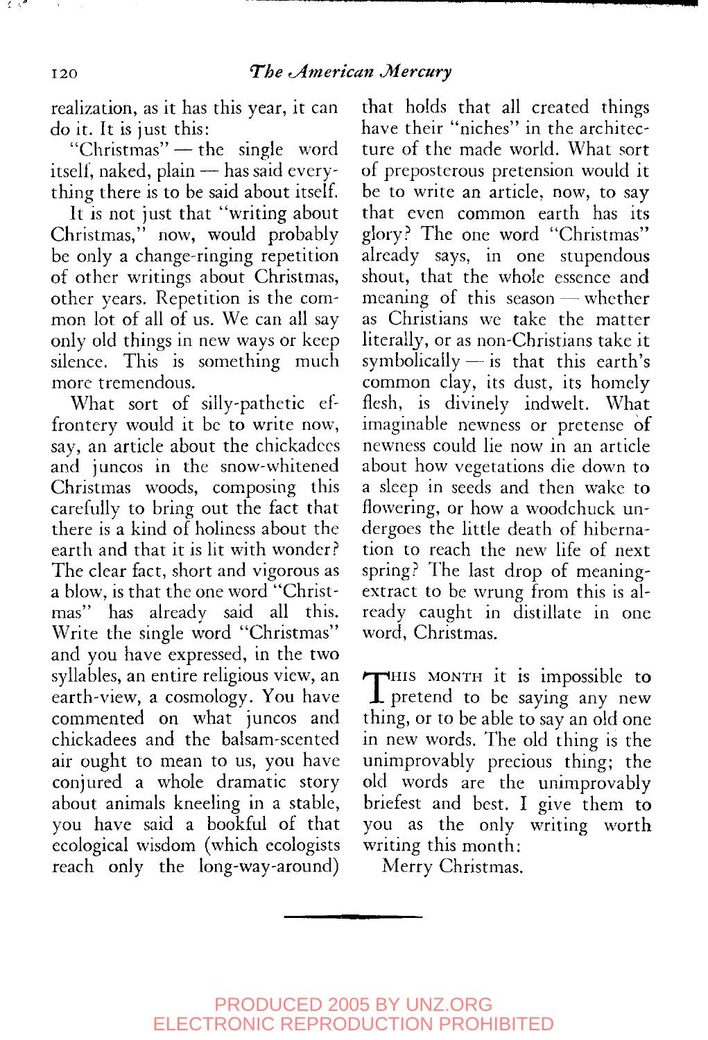realization, as it has this year, it can do it. It is just this:

"Christmas" — the single word itself, naked, plain — has said everything there is to be said about itself.

It is not just that "writing about Christmas," now, would probably be only a change-ringing repetition of other writings about Christmas, other years. Repetition is the common lot of all of us. We can all say only old things in new ways or keep silence. This is something much more tremendous.

What sort of silly-pathetic effrontery would it be to write now, say, an article about the chickadees and juncos in the snow-whitened Christmas woods, composing this carefully to bring out the fact that there is a kind of holiness about the earth and that it is lit with wonder? The clear fact, short and vigorous as a blow, is that the one word "Christmas" has already said all this. Write the single word "Christmas" and you have expressed, in the two syllables, an entire religious view, an earth-view, a cosmology. You have commented on what juncos and chickadees and the balsam-scented air ought to mean to us, you have conjured a whole dramatic story about animals kneeling in a stable, you have said a bookful of that ecological wisdom (which ecologists reach only the long-way-around) that holds that all created things have their "niches" in the architecture of the made world. What sort of preposterous pretension would it be to write an article, now, to say that even common earth has its glory? The one word "Christmas" already says, in one stupendous shout, that the whole essence and meaning of this season — whether as Christians we take the matter literally, or as non-Christians take it symbolically — is that this earth's common clay, its dust, its homely flesh, is divinely indwelt. What imaginable newness or pretense of newness could lie now in an article about how vegetations die down to a sleep in seeds and then wake to flowering, or how a woodchuck undergoes the little death of hibernation to reach the new life of next spring? The last drop of meaning-extract to be wrung from this is already caught in distillate in one word, Christmas.

THIS MONTH it is impossible to pretend to be saying any new thing, or to be able to say an old one in new words. The old thing is the unimprovably precious thing; the old words are the unimprovably briefest and best. I give them to you as the only writing worth writing this month:

Merry Christmas.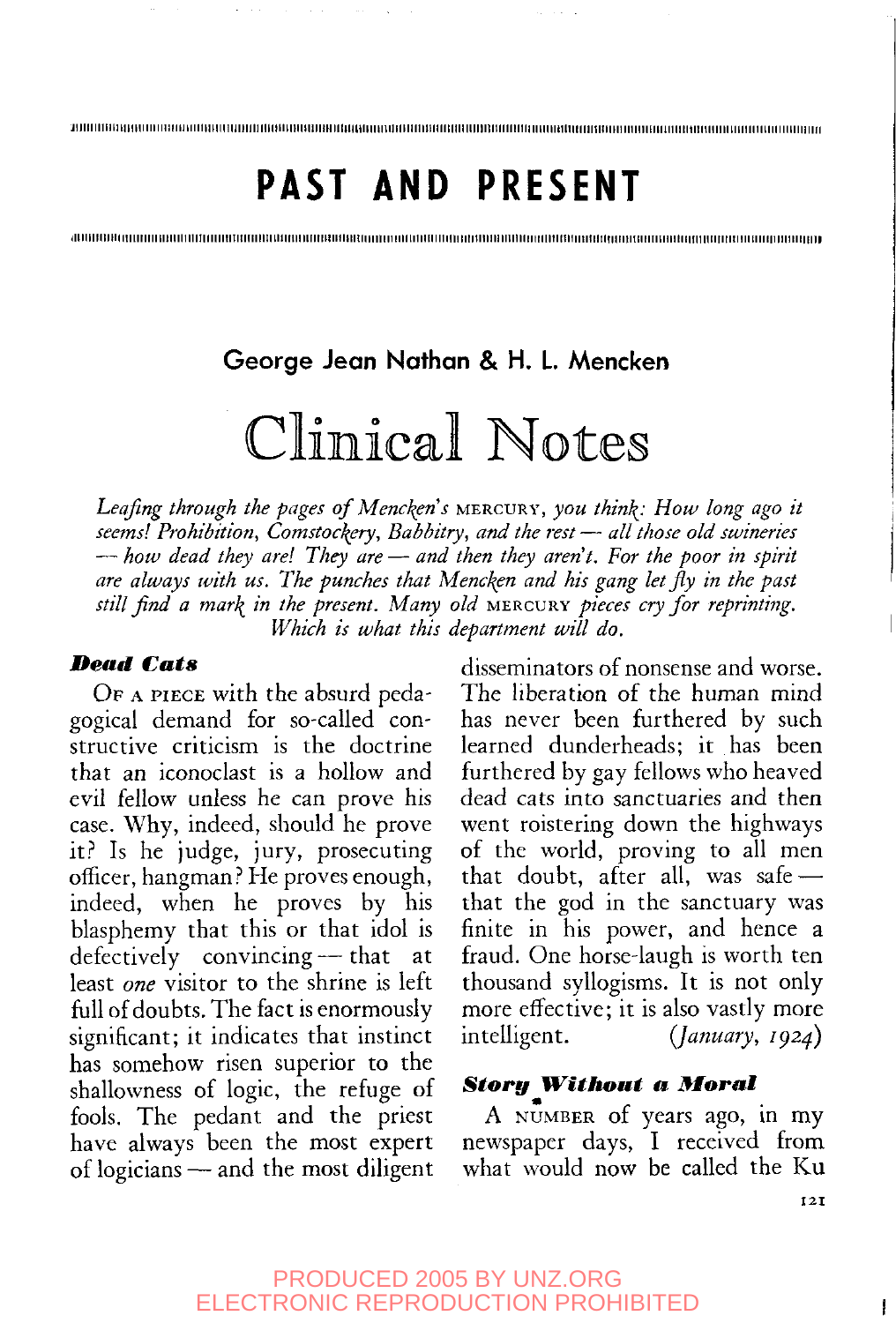# PAST AND PRESENT

George Jean Nathan & H. L. Mencken

## Clinical Notes

*Leafing through the pages of Mencken's* MERCURY, *you think: How long ago it seems! Prohibition, Comstockery, Babbitry, and the rest — all those old swineries — how dead they are! They are — and then they aren't. For the poor in spirit are always with us. The punches that Mencken and his gang let fly in the past still find a mark in the present. Many old* MERCURY *pieces cry for reprinting. Which is what this department will do.*

### *Dead Cats*

OF A PIECE with the absurd pedagogical demand for so-called constructive criticism is the doctrine that an iconoclast is a hollow and evil fellow unless he can prove his case. Why, indeed, should he prove it? Is he judge, jury, prosecuting officer, hangman? He proves enough, indeed, when he proves by his blasphemy that this or that idol is defectively convincing — that at least *one* visitor to the shrine is left full of doubts. The fact is enormously significant; it indicates that instinct has somehow risen superior to the shallowness of logic, the refuge of fools. The pedant and the priest have always been the most expert of logicians — and the most diligent disseminators of nonsense and worse. The liberation of the human mind has never been furthered by such learned dunderheads; it has been furthered by gay fellows who heaved dead cats into sanctuaries and then went roistering down the highways of the world, proving to all men that doubt, after all, was safe — that the god in the sanctuary was finite in his power, and hence a fraud. One horse-laugh is worth ten thousand syllogisms. It is not only more effective; it is also vastly more intelligent. *(January, 1924)*

### *Story Without a Moral*

A NUMBER of years ago, in my newspaper days, I received from what would now be called the Ku